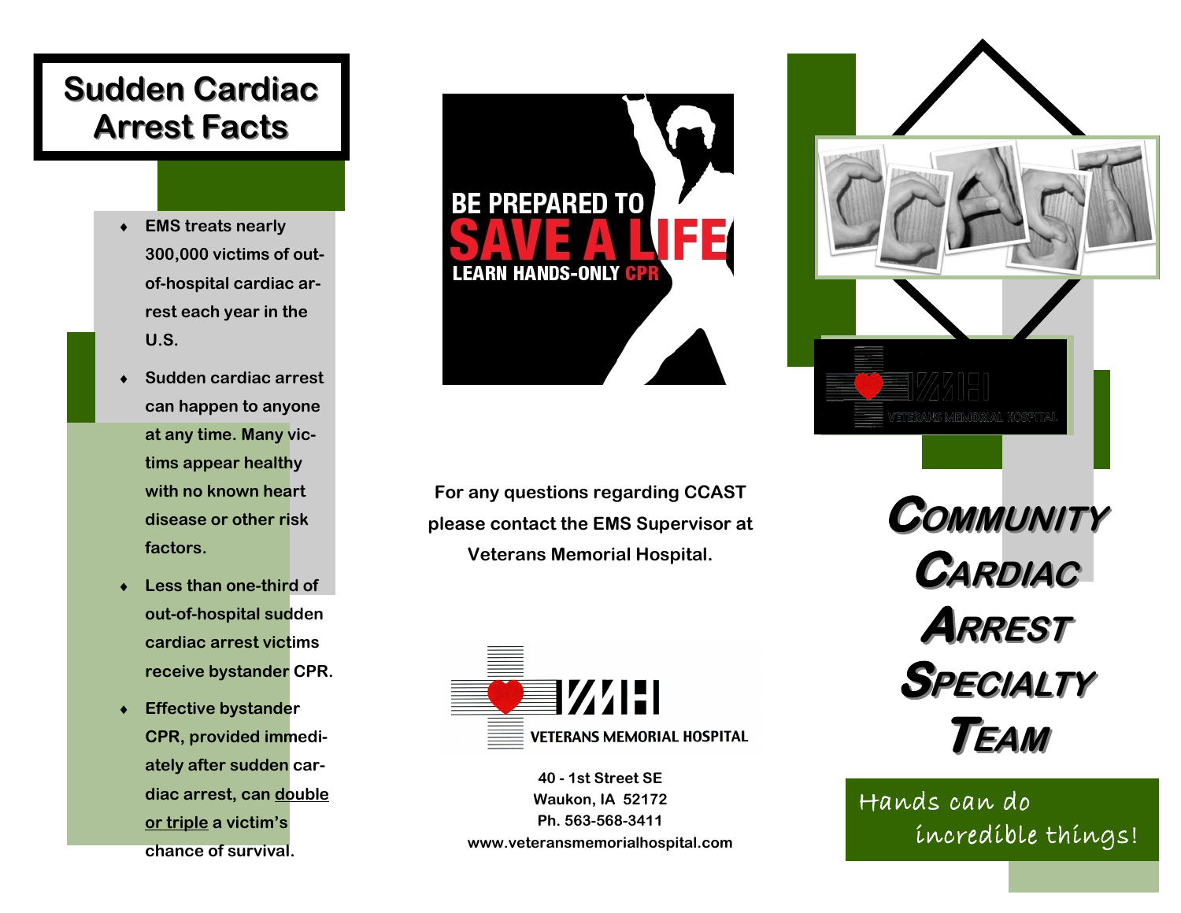# Sudden Cardiac Arrest Facts

- EMS treats nearly 300,000 victims of out-of-hospital cardiac arrest each year in the U.S.
- Sudden cardiac arrest can happen to anyone at any time. Many victims appear healthy with no known heart disease or other risk factors.
- Less than one-third of out-of-hospital sudden cardiac arrest victims receive bystander CPR.
- Effective bystander CPR, provided immediately after sudden cardiac arrest, can double or triple a victim's chance of survival.

BE PREPARED TO
SAVE A LIFE
LEARN HANDS-ONLY CPR

For any questions regarding CCAST please contact the EMS Supervisor at Veterans Memorial Hospital.

VMH
VETERANS MEMORIAL HOSPITAL

40 - 1st Street SE
Waukon, IA 52172
Ph. 563-568-3411
www.veteransmemorialhospital.com

VMH
VETERANS MEMORIAL HOSPITAL

# Community Cardiac Arrest Specialty Team

Hands can do incredible things!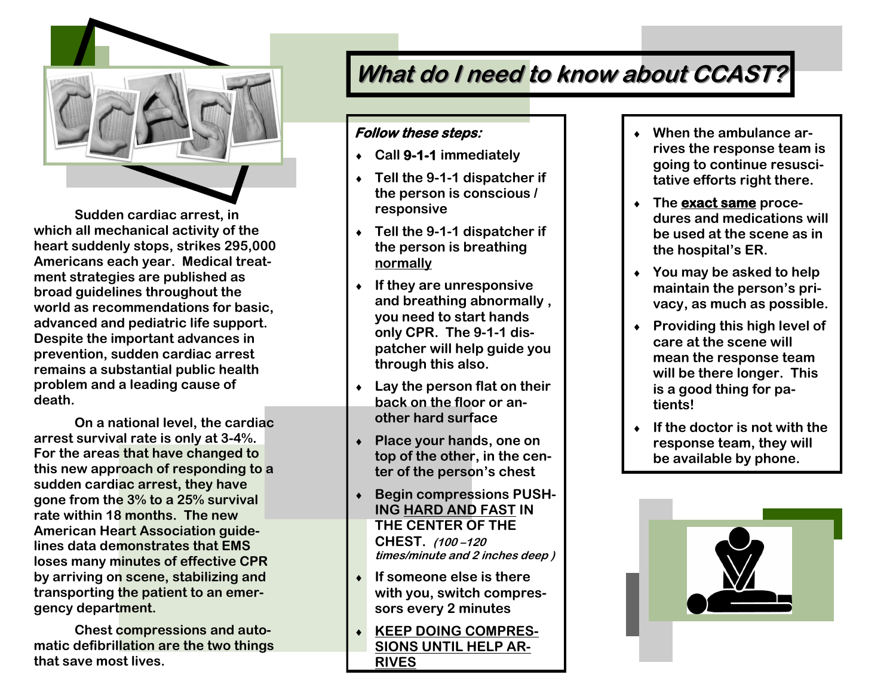Sudden cardiac arrest, in which all mechanical activity of the heart suddenly stops, strikes 295,000 Americans each year. Medical treatment strategies are published as broad guidelines throughout the world as recommendations for basic, advanced and pediatric life support. Despite the important advances in prevention, sudden cardiac arrest remains a substantial public health problem and a leading cause of death.

On a national level, the cardiac arrest survival rate is only at 3-4%. For the areas that have changed to this new approach of responding to a sudden cardiac arrest, they have gone from the 3% to a 25% survival rate within 18 months. The new American Heart Association guidelines data demonstrates that EMS loses many minutes of effective CPR by arriving on scene, stabilizing and transporting the patient to an emergency department.

Chest compressions and automatic defibrillation are the two things that save most lives.

# *What do I need to know about CCAST?*

***Follow these steps:***

- Call **9-1-1** immediately
- Tell the 9-1-1 dispatcher if the person is conscious / responsive
- Tell the 9-1-1 dispatcher if the person is breathing <u>normally</u>
- If they are unresponsive and breathing abnormally , you need to start hands only CPR. The 9-1-1 dispatcher will help guide you through this also.
- Lay the person flat on their back on the floor or another hard surface
- Place your hands, one on top of the other, in the center of the person's chest
- Begin compressions PUSHING <u>HARD AND FAST</u> IN THE CENTER OF THE CHEST. ***(100 –120 times/minute and 2 inches deep )***
- If someone else is there with you, switch compressors every 2 minutes
- <u>KEEP DOING COMPRESSIONS UNTIL HELP ARRIVES</u>

- When the ambulance arrives the response team is going to continue resuscitative efforts right there.
- The <u>**exact same**</u> procedures and medications will be used at the scene as in the hospital's ER.
- You may be asked to help maintain the person's privacy, as much as possible.
- Providing this high level of care at the scene will mean the response team will be there longer. This is a good thing for patients!
- If the doctor is not with the response team, they will be available by phone.